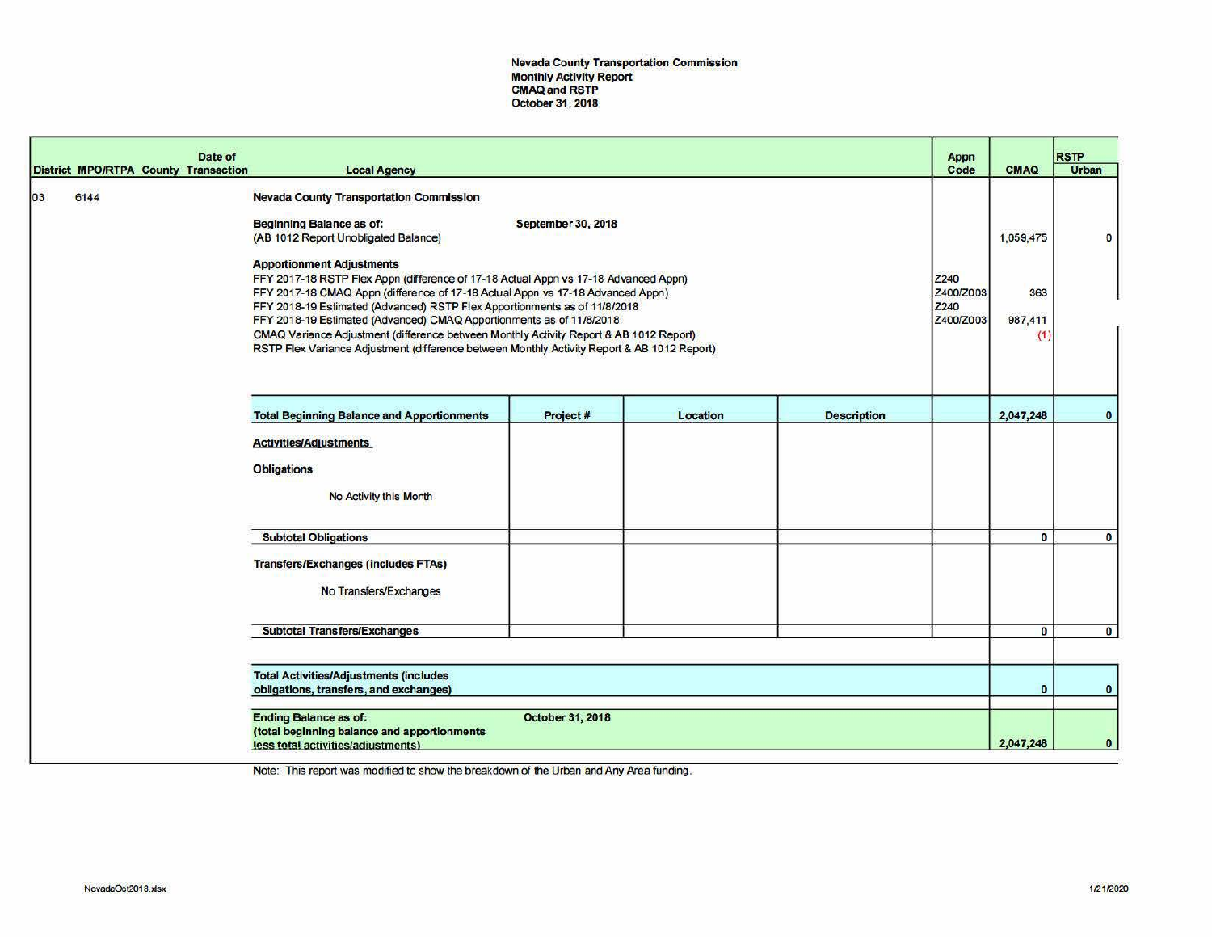**Nevada County Transportation Commission**
**Monthly Activity Report**
**CMAQ and RSTP**
**October 31, 2018**

| District | MPO/RTPA | County | Date of Transaction | Local Agency | Project # | Location | Description | Appn Code | CMAQ | RSTP Urban |
|---|---|---|---|---|---|---|---|---|---|---|
| 03 | 6144 | | | **Nevada County Transportation Commission** | | | | | | |
| | | | | **Beginning Balance as of:** September 30, 2018 (AB 1012 Report Unobligated Balance) | | | | | 1,059,475 | 0 |
| | | | | **Apportionment Adjustments** | | | | | | |
| | | | | FFY 2017-18 RSTP Flex Appn (difference of 17-18 Actual Appn vs 17-18 Advanced Appn) | | | | Z240 | | |
| | | | | FFY 2017-18 CMAQ Appn (difference of 17-18 Actual Appn vs 17-18 Advanced Appn) | | | | Z400/Z003 | 363 | |
| | | | | FFY 2018-19 Estimated (Advanced) RSTP Flex Apportionments as of 11/8/2018 | | | | Z240 | | |
| | | | | FFY 2018-19 Estimated (Advanced) CMAQ Apportionments as of 11/8/2018 | | | | Z400/Z003 | 987,411 | |
| | | | | CMAQ Variance Adjustment (difference between Monthly Activity Report & AB 1012 Report) | | | | | (1) | |
| | | | | RSTP Flex Variance Adjustment (difference between Monthly Activity Report & AB 1012 Report) | | | | | | |
| | | | | **Total Beginning Balance and Apportionments** | | | | | 2,047,248 | 0 |
| | | | | **Activities/Adjustments** | | | | | | |
| | | | | **Obligations** | | | | | | |
| | | | | No Activity this Month | | | | | | |
| | | | | **Subtotal Obligations** | | | | | 0 | 0 |
| | | | | **Transfers/Exchanges (includes FTAs)** | | | | | | |
| | | | | No Transfers/Exchanges | | | | | | |
| | | | | **Subtotal Transfers/Exchanges** | | | | | 0 | 0 |
| | | | | **Total Activities/Adjustments (includes obligations, transfers, and exchanges)** | | | | | 0 | 0 |
| | | | | **Ending Balance as of:** October 31, 2018 (total beginning balance and apportionments less total activities/adjustments) | | | | | 2,047,248 | 0 |

Note: This report was modified to show the breakdown of the Urban and Any Area funding.

NevadeOct2018.xlsx

1/21/2020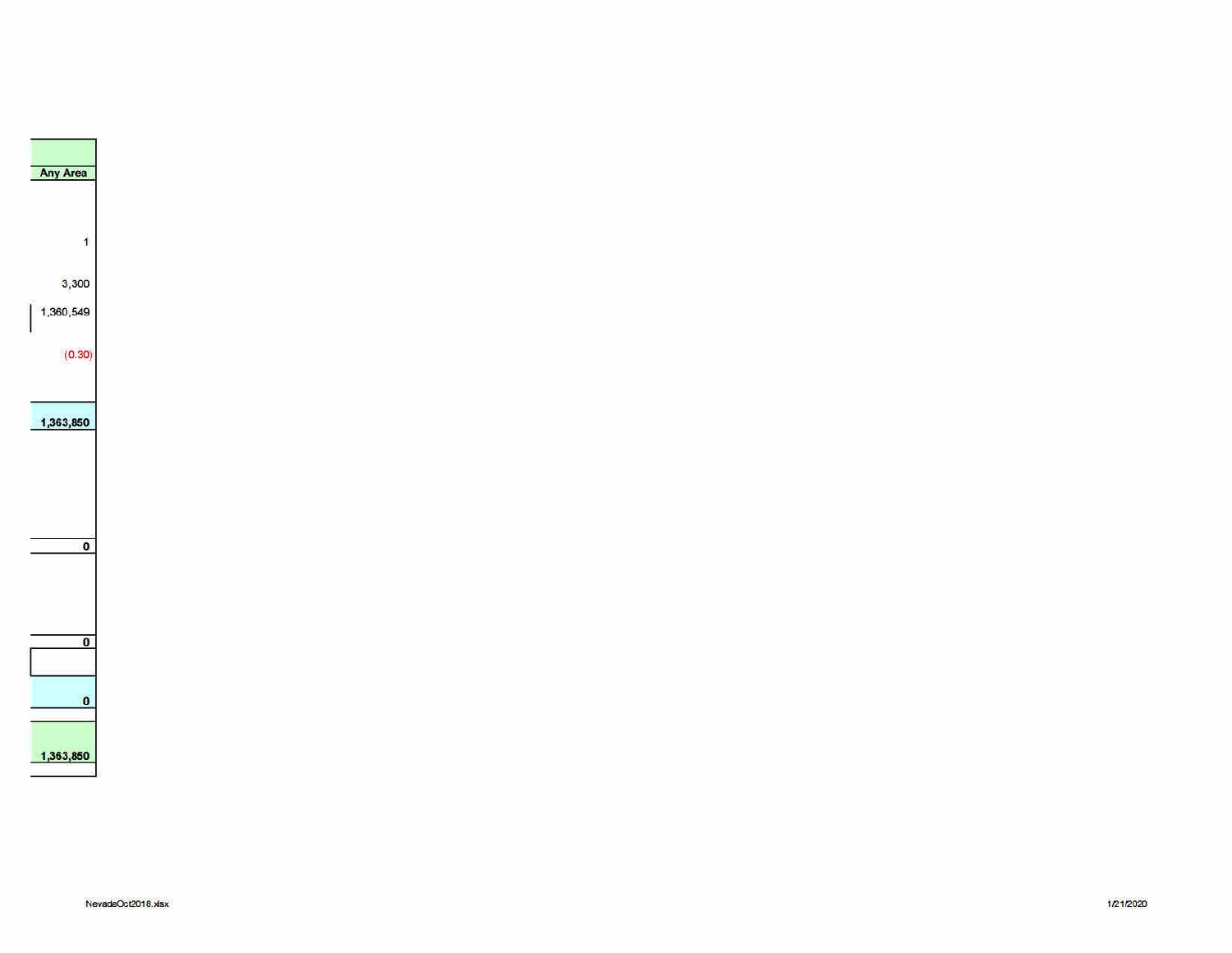| Any Area |
| --- |
| |
| 1 |
| 3,300 |
| 1,360,549 |
| (0.30) |
| **1,363,850** |
| **0** |
| **0** |
| |
| **0** |
| **1,363,850** |

NevadeOct2018.xlsx

1/21/2020